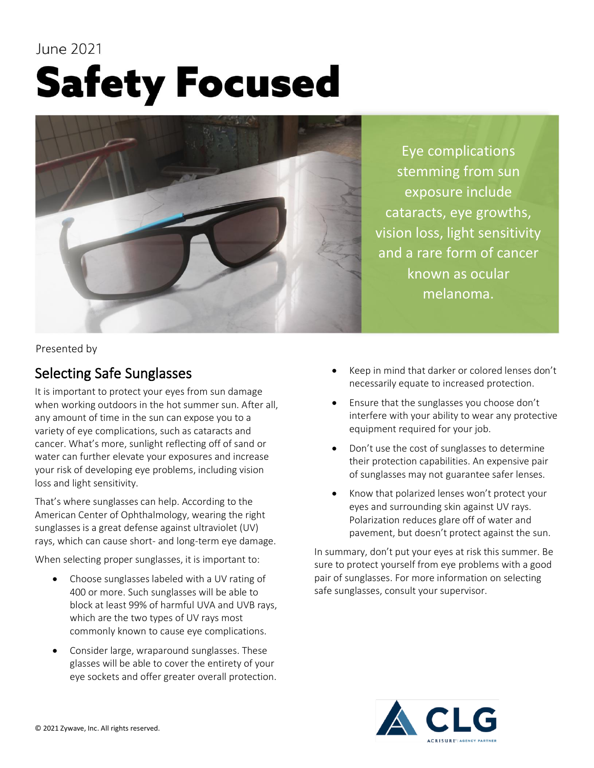June 2021

# Safety Focused

Eye complications stemming from sun exposure include cataracts, eye growths, vision loss, light sensitivity and a rare form of cancer known as ocular melanoma.

Presented by

## Selecting Safe Sunglasses

It is important to protect your eyes from sun damage when working outdoors in the hot summer sun. After all, any amount of time in the sun can expose you to a variety of eye complications, such as cataracts and cancer. What's more, sunlight reflecting off of sand or water can further elevate your exposures and increase your risk of developing eye problems, including vision loss and light sensitivity.

That's where sunglasses can help. According to the American Center of Ophthalmology, wearing the right sunglasses is a great defense against ultraviolet (UV) rays, which can cause short- and long-term eye damage.

When selecting proper sunglasses, it is important to:

- Choose sunglasses labeled with a UV rating of 400 or more. Such sunglasses will be able to block at least 99% of harmful UVA and UVB rays, which are the two types of UV rays most commonly known to cause eye complications.
- Consider large, wraparound sunglasses. These glasses will be able to cover the entirety of your eye sockets and offer greater overall protection.
- Keep in mind that darker or colored lenses don't necessarily equate to increased protection.
- Ensure that the sunglasses you choose don't interfere with your ability to wear any protective equipment required for your job.
- Don't use the cost of sunglasses to determine their protection capabilities. An expensive pair of sunglasses may not guarantee safer lenses.
- Know that polarized lenses won't protect your eyes and surrounding skin against UV rays. Polarization reduces glare off of water and pavement, but doesn't protect against the sun.

In summary, don't put your eyes at risk this summer. Be sure to protect yourself from eye problems with a good pair of sunglasses. For more information on selecting safe sunglasses, consult your supervisor.

© 2021 Zywave, Inc. All rights reserved.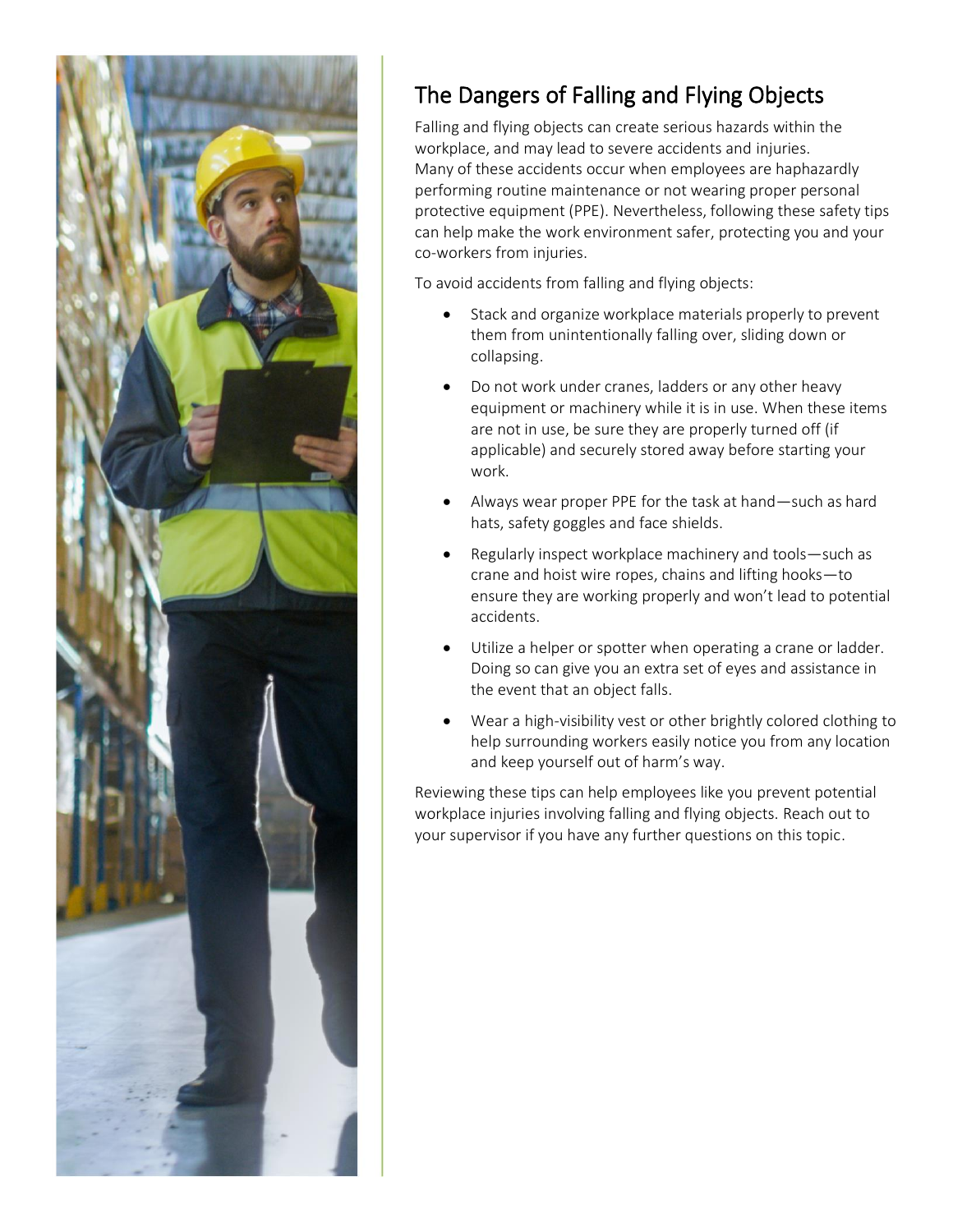# The Dangers of Falling and Flying Objects

Falling and flying objects can create serious hazards within the workplace, and may lead to severe accidents and injuries. Many of these accidents occur when employees are haphazardly performing routine maintenance or not wearing proper personal protective equipment (PPE). Nevertheless, following these safety tips can help make the work environment safer, protecting you and your co-workers from injuries.

To avoid accidents from falling and flying objects:

- Stack and organize workplace materials properly to prevent them from unintentionally falling over, sliding down or collapsing.
- Do not work under cranes, ladders or any other heavy equipment or machinery while it is in use. When these items are not in use, be sure they are properly turned off (if applicable) and securely stored away before starting your work.
- Always wear proper PPE for the task at hand—such as hard hats, safety goggles and face shields.
- Regularly inspect workplace machinery and tools—such as crane and hoist wire ropes, chains and lifting hooks—to ensure they are working properly and won't lead to potential accidents.
- Utilize a helper or spotter when operating a crane or ladder. Doing so can give you an extra set of eyes and assistance in the event that an object falls.
- Wear a high-visibility vest or other brightly colored clothing to help surrounding workers easily notice you from any location and keep yourself out of harm's way.

Reviewing these tips can help employees like you prevent potential workplace injuries involving falling and flying objects. Reach out to your supervisor if you have any further questions on this topic.